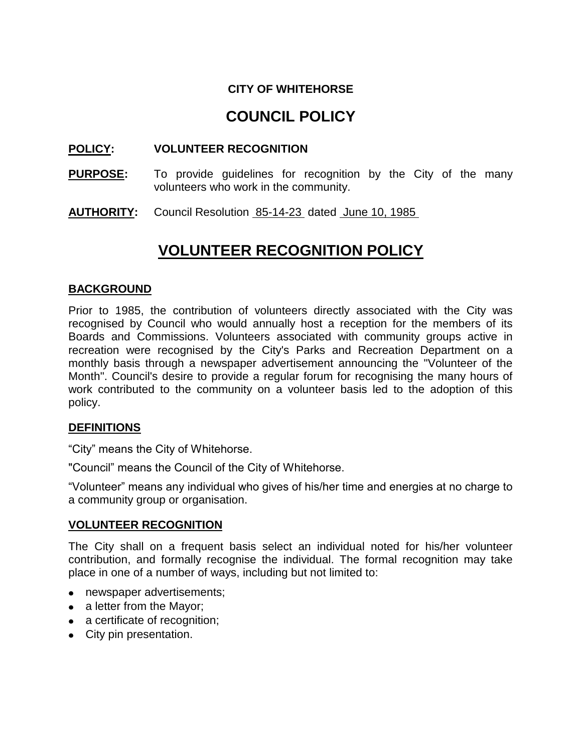**CITY OF WHITEHORSE**

# COUNCIL POLICY

**POLICY:** **VOLUNTEER RECOGNITION**

**PURPOSE:** To provide guidelines for recognition by the City of the many volunteers who work in the community.

**AUTHORITY:** Council Resolution 85-14-23 dated June 10, 1985

## VOLUNTEER RECOGNITION POLICY

### BACKGROUND

Prior to 1985, the contribution of volunteers directly associated with the City was recognised by Council who would annually host a reception for the members of its Boards and Commissions. Volunteers associated with community groups active in recreation were recognised by the City's Parks and Recreation Department on a monthly basis through a newspaper advertisement announcing the "Volunteer of the Month". Council's desire to provide a regular forum for recognising the many hours of work contributed to the community on a volunteer basis led to the adoption of this policy.

### DEFINITIONS

“City” means the City of Whitehorse.

"Council” means the Council of the City of Whitehorse.

“Volunteer” means any individual who gives of his/her time and energies at no charge to a community group or organisation.

### VOLUNTEER RECOGNITION

The City shall on a frequent basis select an individual noted for his/her volunteer contribution, and formally recognise the individual. The formal recognition may take place in one of a number of ways, including but not limited to:

- newspaper advertisements;
- a letter from the Mayor;
- a certificate of recognition;
- City pin presentation.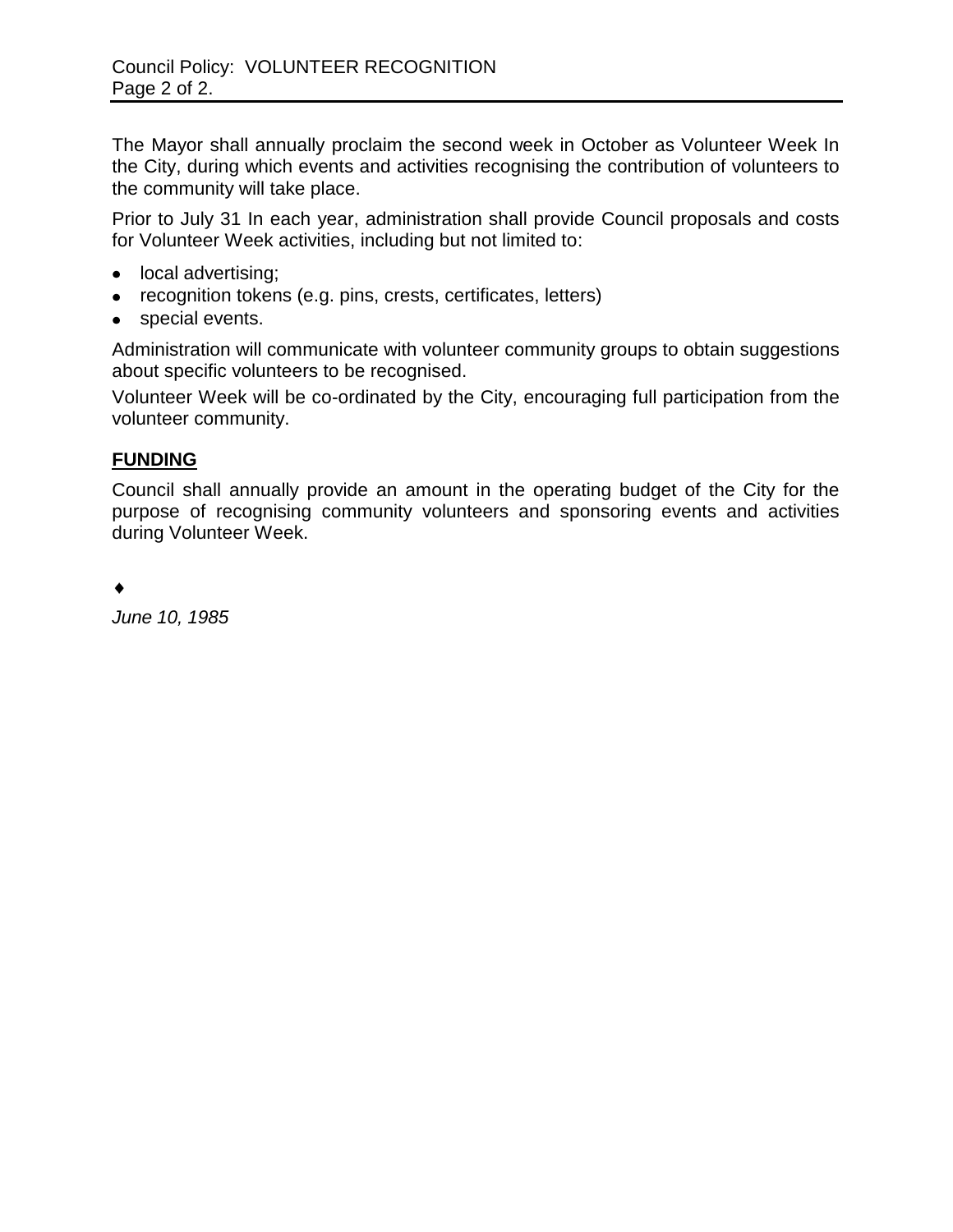The Mayor shall annually proclaim the second week in October as Volunteer Week In the City, during which events and activities recognising the contribution of volunteers to the community will take place.

Prior to July 31 In each year, administration shall provide Council proposals and costs for Volunteer Week activities, including but not limited to:

- local advertising;
- recognition tokens (e.g. pins, crests, certificates, letters)
- special events.

Administration will communicate with volunteer community groups to obtain suggestions about specific volunteers to be recognised.

Volunteer Week will be co-ordinated by the City, encouraging full participation from the volunteer community.

## FUNDING

Council shall annually provide an amount in the operating budget of the City for the purpose of recognising community volunteers and sponsoring events and activities during Volunteer Week.

♦

*June 10, 1985*